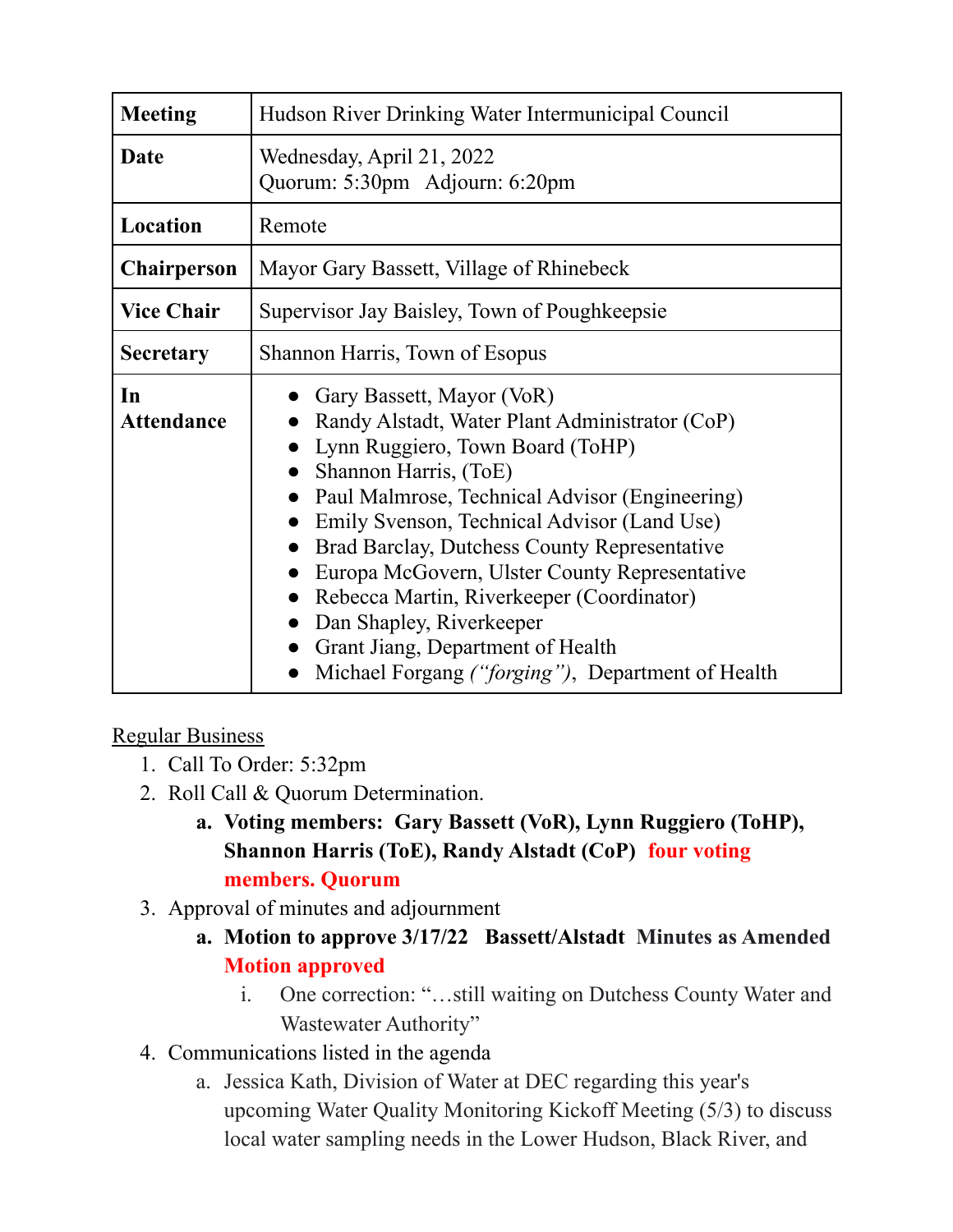| Meeting | Hudson River Drinking Water Intermunicipal Council |
|---|---|
| **Date** | Wednesday, April 21, 2022<br>Quorum: 5:30pm   Adjourn: 6:20pm |
| **Location** | Remote |
| **Chairperson** | Mayor Gary Bassett, Village of Rhinebeck |
| **Vice Chair** | Supervisor Jay Baisley, Town of Poughkeepsie |
| **Secretary** | Shannon Harris, Town of Esopus |
| **In Attendance** | • Gary Bassett, Mayor (VoR)<br>• Randy Alstadt, Water Plant Administrator (CoP)<br>• Lynn Ruggiero, Town Board (ToHP)<br>• Shannon Harris, (ToE)<br>• Paul Malmrose, Technical Advisor (Engineering)<br>• Emily Svenson, Technical Advisor (Land Use)<br>• Brad Barclay, Dutchess County Representative<br>• Europa McGovern, Ulster County Representative<br>• Rebecca Martin, Riverkeeper (Coordinator)<br>• Dan Shapley, Riverkeeper<br>• Grant Jiang, Department of Health<br>• Michael Forgang *("forging")*, Department of Health |

Regular Business

1. Call To Order: 5:32pm
2. Roll Call & Quorum Determination.
   a. **Voting members: Gary Bassett (VoR), Lynn Ruggiero (ToHP), Shannon Harris (ToE), Randy Alstadt (CoP) four voting members. Quorum**
3. Approval of minutes and adjournment
   a. **Motion to approve 3/17/22 Bassett/Alstadt Minutes as Amended Motion approved**
      i. One correction: "…still waiting on Dutchess County Water and Wastewater Authority"
4. Communications listed in the agenda
   a. Jessica Kath, Division of Water at DEC regarding this year's upcoming Water Quality Monitoring Kickoff Meeting (5/3) to discuss local water sampling needs in the Lower Hudson, Black River, and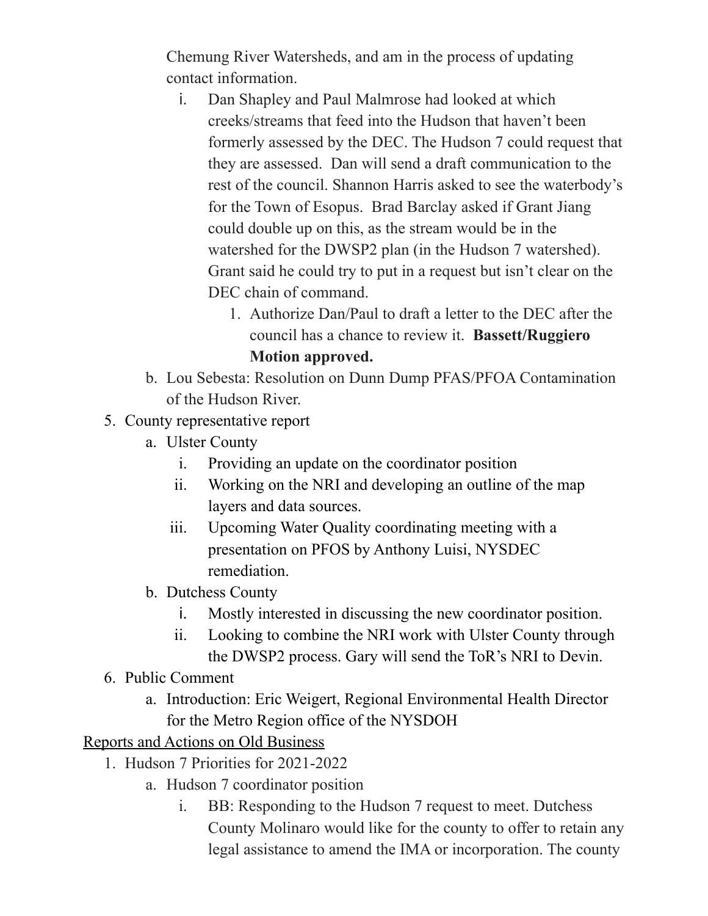Chemung River Watersheds, and am in the process of updating contact information.

   i. Dan Shapley and Paul Malmrose had looked at which creeks/streams that feed into the Hudson that haven't been formerly assessed by the DEC. The Hudson 7 could request that they are assessed. Dan will send a draft communication to the rest of the council. Shannon Harris asked to see the waterbody's for the Town of Esopus. Brad Barclay asked if Grant Jiang could double up on this, as the stream would be in the watershed for the DWSP2 plan (in the Hudson 7 watershed). Grant said he could try to put in a request but isn't clear on the DEC chain of command.

      1. Authorize Dan/Paul to draft a letter to the DEC after the council has a chance to review it. **Bassett/Ruggiero Motion approved.**

b. Lou Sebesta: Resolution on Dunn Dump PFAS/PFOA Contamination of the Hudson River.

5. County representative report
   a. Ulster County
      i. Providing an update on the coordinator position
      ii. Working on the NRI and developing an outline of the map layers and data sources.
      iii. Upcoming Water Quality coordinating meeting with a presentation on PFOS by Anthony Luisi, NYSDEC remediation.
   b. Dutchess County
      i. Mostly interested in discussing the new coordinator position.
      ii. Looking to combine the NRI work with Ulster County through the DWSP2 process. Gary will send the ToR's NRI to Devin.

6. Public Comment
   a. Introduction: Eric Weigert, Regional Environmental Health Director for the Metro Region office of the NYSDOH

<u>Reports and Actions on Old Business</u>

1. Hudson 7 Priorities for 2021-2022
   a. Hudson 7 coordinator position
      i. BB: Responding to the Hudson 7 request to meet. Dutchess County Molinaro would like for the county to offer to retain any legal assistance to amend the IMA or incorporation. The county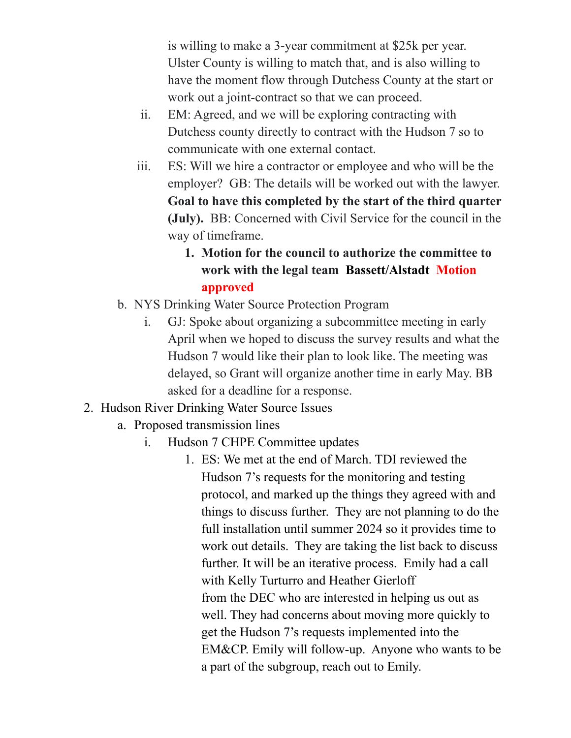is willing to make a 3-year commitment at $25k per year. Ulster County is willing to match that, and is also willing to have the moment flow through Dutchess County at the start or work out a joint-contract so that we can proceed.

   ii. EM: Agreed, and we will be exploring contracting with Dutchess county directly to contract with the Hudson 7 so to communicate with one external contact.
   iii. ES: Will we hire a contractor or employee and who will be the employer? GB: The details will be worked out with the lawyer. **Goal to have this completed by the start of the third quarter (July).** BB: Concerned with Civil Service for the council in the way of timeframe.
      1. **Motion for the council to authorize the committee to work with the legal team Bassett/Alstadt Motion approved**

b. NYS Drinking Water Source Protection Program
   i. GJ: Spoke about organizing a subcommittee meeting in early April when we hoped to discuss the survey results and what the Hudson 7 would like their plan to look like. The meeting was delayed, so Grant will organize another time in early May. BB asked for a deadline for a response.

2. Hudson River Drinking Water Source Issues
   a. Proposed transmission lines
      i. Hudson 7 CHPE Committee updates
         1. ES: We met at the end of March. TDI reviewed the Hudson 7's requests for the monitoring and testing protocol, and marked up the things they agreed with and things to discuss further. They are not planning to do the full installation until summer 2024 so it provides time to work out details. They are taking the list back to discuss further. It will be an iterative process. Emily had a call with Kelly Turturro and Heather Gierloff from the DEC who are interested in helping us out as well. They had concerns about moving more quickly to get the Hudson 7's requests implemented into the EM&CP. Emily will follow-up. Anyone who wants to be a part of the subgroup, reach out to Emily.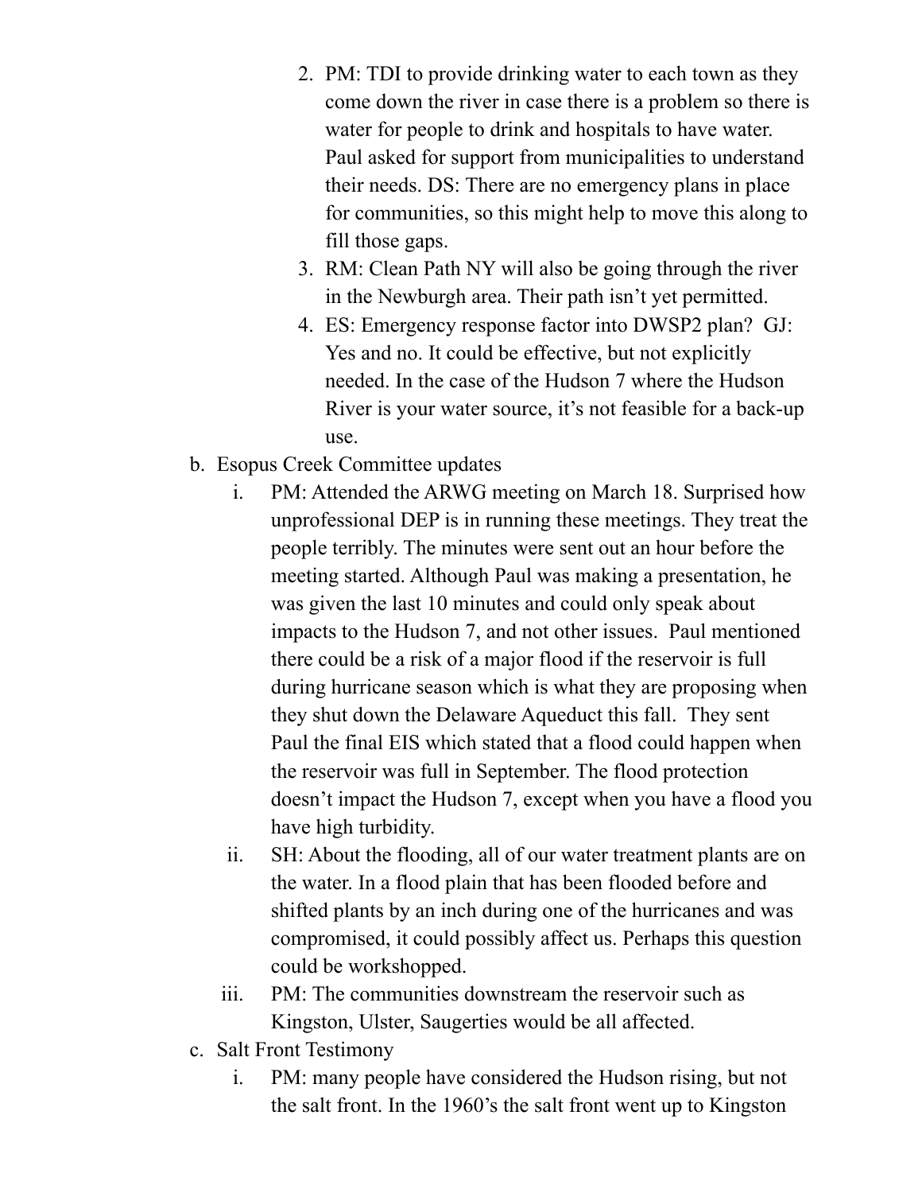2. PM: TDI to provide drinking water to each town as they come down the river in case there is a problem so there is water for people to drink and hospitals to have water. Paul asked for support from municipalities to understand their needs. DS: There are no emergency plans in place for communities, so this might help to move this along to fill those gaps.
3. RM: Clean Path NY will also be going through the river in the Newburgh area. Their path isn't yet permitted.
4. ES: Emergency response factor into DWSP2 plan? GJ: Yes and no. It could be effective, but not explicitly needed. In the case of the Hudson 7 where the Hudson River is your water source, it's not feasible for a back-up use.

b. Esopus Creek Committee updates
   i. PM: Attended the ARWG meeting on March 18. Surprised how unprofessional DEP is in running these meetings. They treat the people terribly. The minutes were sent out an hour before the meeting started. Although Paul was making a presentation, he was given the last 10 minutes and could only speak about impacts to the Hudson 7, and not other issues. Paul mentioned there could be a risk of a major flood if the reservoir is full during hurricane season which is what they are proposing when they shut down the Delaware Aqueduct this fall. They sent Paul the final EIS which stated that a flood could happen when the reservoir was full in September. The flood protection doesn't impact the Hudson 7, except when you have a flood you have high turbidity.
   ii. SH: About the flooding, all of our water treatment plants are on the water. In a flood plain that has been flooded before and shifted plants by an inch during one of the hurricanes and was compromised, it could possibly affect us. Perhaps this question could be workshopped.
   iii. PM: The communities downstream the reservoir such as Kingston, Ulster, Saugerties would be all affected.

c. Salt Front Testimony
   i. PM: many people have considered the Hudson rising, but not the salt front. In the 1960's the salt front went up to Kingston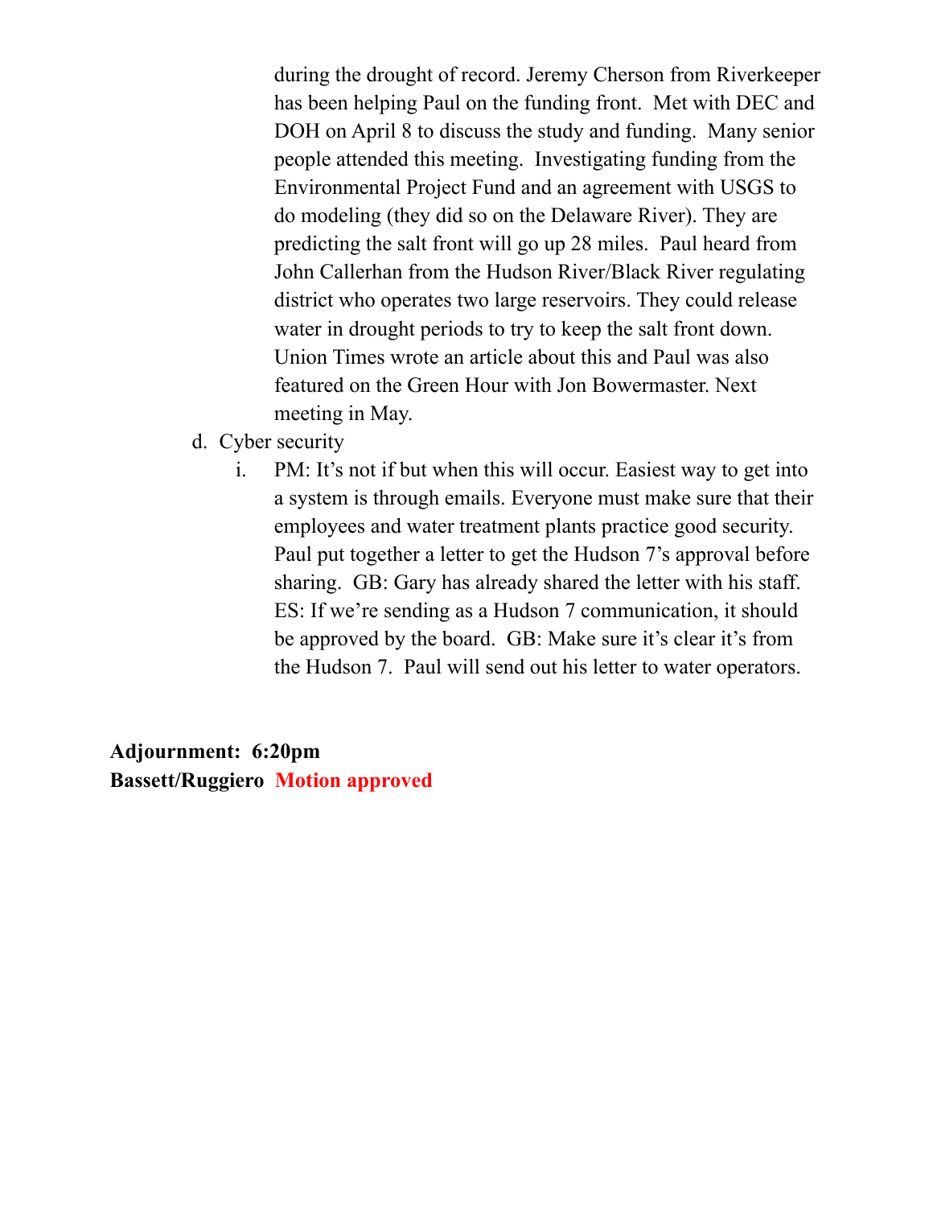during the drought of record. Jeremy Cherson from Riverkeeper has been helping Paul on the funding front. Met with DEC and DOH on April 8 to discuss the study and funding. Many senior people attended this meeting. Investigating funding from the Environmental Project Fund and an agreement with USGS to do modeling (they did so on the Delaware River). They are predicting the salt front will go up 28 miles. Paul heard from John Callerhan from the Hudson River/Black River regulating district who operates two large reservoirs. They could release water in drought periods to try to keep the salt front down. Union Times wrote an article about this and Paul was also featured on the Green Hour with Jon Bowermaster. Next meeting in May.

d. Cyber security
   i. PM: It's not if but when this will occur. Easiest way to get into a system is through emails. Everyone must make sure that their employees and water treatment plants practice good security. Paul put together a letter to get the Hudson 7's approval before sharing. GB: Gary has already shared the letter with his staff. ES: If we're sending as a Hudson 7 communication, it should be approved by the board. GB: Make sure it's clear it's from the Hudson 7. Paul will send out his letter to water operators.

**Adjournment: 6:20pm**
**Bassett/Ruggiero** **Motion approved**